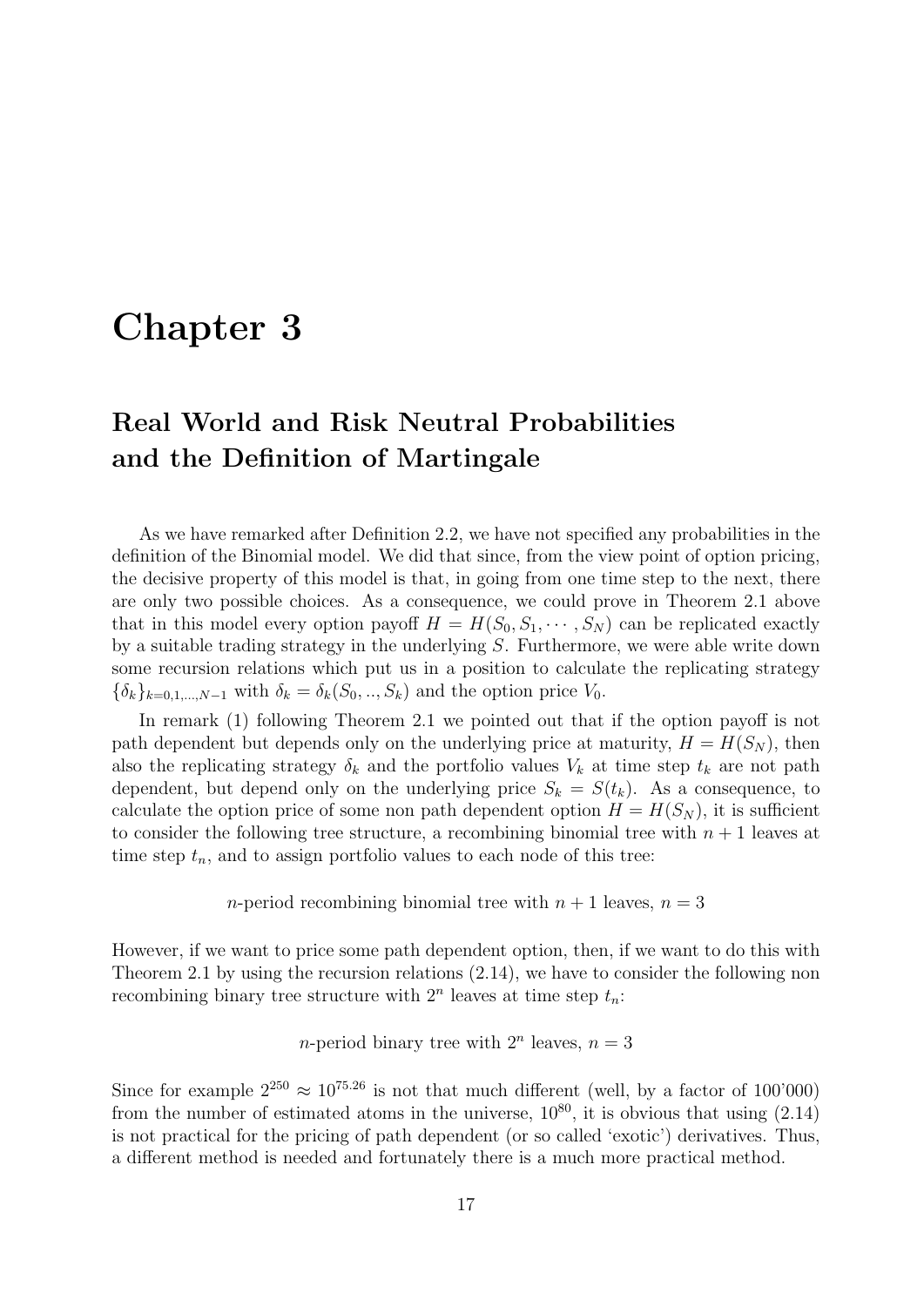# Chapter 3

## Real World and Risk Neutral Probabilities and the Definition of Martingale

As we have remarked after Definition 2.2, we have not specified any probabilities in the definition of the Binomial model. We did that since, from the view point of option pricing, the decisive property of this model is that, in going from one time step to the next, there are only two possible choices. As a consequence, we could prove in Theorem 2.1 above that in this model every option payoff $H = H(S_0, S_1, \cdots, S_N)$ can be replicated exactly by a suitable trading strategy in the underlying $S$. Furthermore, we were able write down some recursion relations which put us in a position to calculate the replicating strategy $\{\delta_k\}_{k=0,1,...,N-1}$ with $\delta_k = \delta_k(S_0, .., S_k)$ and the option price $V_0$.

In remark (1) following Theorem 2.1 we pointed out that if the option payoff is not path dependent but depends only on the underlying price at maturity, $H = H(S_N)$, then also the replicating strategy $\delta_k$ and the portfolio values $V_k$ at time step $t_k$ are not path dependent, but depend only on the underlying price $S_k = S(t_k)$. As a consequence, to calculate the option price of some non path dependent option $H = H(S_N)$, it is sufficient to consider the following tree structure, a recombining binomial tree with $n + 1$ leaves at time step $t_n$, and to assign portfolio values to each node of this tree:

$n$-period recombining binomial tree with $n + 1$ leaves, $n = 3$

However, if we want to price some path dependent option, then, if we want to do this with Theorem 2.1 by using the recursion relations (2.14), we have to consider the following non recombining binary tree structure with $2^n$ leaves at time step $t_n$:

$n$-period binary tree with $2^n$ leaves, $n = 3$

Since for example $2^{250} \approx 10^{75.26}$ is not that much different (well, by a factor of 100'000) from the number of estimated atoms in the universe, $10^{80}$, it is obvious that using (2.14) is not practical for the pricing of path dependent (or so called 'exotic') derivatives. Thus, a different method is needed and fortunately there is a much more practical method.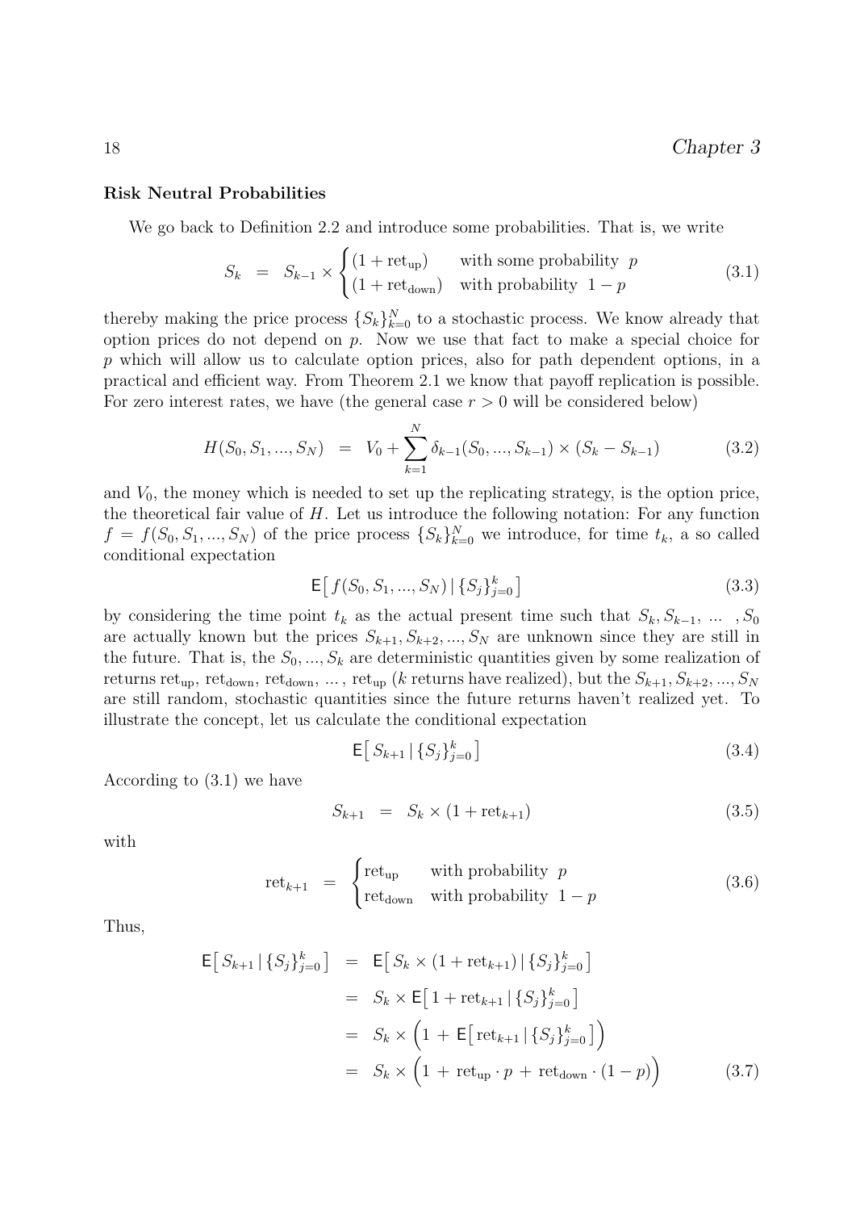**Risk Neutral Probabilities**

We go back to Definition 2.2 and introduce some probabilities. That is, we write

$$S_k \;=\; S_{k-1} \times \begin{cases} (1 + \text{ret}_{\text{up}}) & \text{with some probability } \; p \\ (1 + \text{ret}_{\text{down}}) & \text{with probability } \; 1-p \end{cases} \tag{3.1}$$

thereby making the price process $\{S_k\}_{k=0}^N$ to a stochastic process. We know already that option prices do not depend on $p$. Now we use that fact to make a special choice for $p$ which will allow us to calculate option prices, also for path dependent options, in a practical and efficient way. From Theorem 2.1 we know that payoff replication is possible. For zero interest rates, we have (the general case $r > 0$ will be considered below)

$$H(S_0, S_1, ..., S_N) \;=\; V_0 + \sum_{k=1}^{N} \delta_{k-1}(S_0, ..., S_{k-1}) \times (S_k - S_{k-1}) \tag{3.2}$$

and $V_0$, the money which is needed to set up the replicating strategy, is the option price, the theoretical fair value of $H$. Let us introduce the following notation: For any function $f = f(S_0, S_1, ..., S_N)$ of the price process $\{S_k\}_{k=0}^N$ we introduce, for time $t_k$, a so called conditional expectation

$$\mathsf{E}\big[\, f(S_0, S_1, ..., S_N) \,|\, \{S_j\}_{j=0}^k \,\big] \tag{3.3}$$

by considering the time point $t_k$ as the actual present time such that $S_k, S_{k-1}, \; ... \;, S_0$ are actually known but the prices $S_{k+1}, S_{k+2}, ..., S_N$ are unknown since they are still in the future. That is, the $S_0, ..., S_k$ are deterministic quantities given by some realization of returns $\text{ret}_{\text{up}}$, $\text{ret}_{\text{down}}$, $\text{ret}_{\text{down}}$, ... , $\text{ret}_{\text{up}}$ ($k$ returns have realized), but the $S_{k+1}, S_{k+2}, ..., S_N$ are still random, stochastic quantities since the future returns haven't realized yet. To illustrate the concept, let us calculate the conditional expectation

$$\mathsf{E}\big[\, S_{k+1} \,|\, \{S_j\}_{j=0}^k \,\big] \tag{3.4}$$

According to (3.1) we have

$$S_{k+1} \;=\; S_k \times (1 + \text{ret}_{k+1}) \tag{3.5}$$

with

$$\text{ret}_{k+1} \;=\; \begin{cases} \text{ret}_{\text{up}} & \text{with probability } \; p \\ \text{ret}_{\text{down}} & \text{with probability } \; 1-p \end{cases} \tag{3.6}$$

Thus,

$$\begin{aligned} \mathsf{E}\big[\, S_{k+1} \,|\, \{S_j\}_{j=0}^k \,\big] \;&=\; \mathsf{E}\big[\, S_k \times (1 + \text{ret}_{k+1}) \,|\, \{S_j\}_{j=0}^k \,\big] \\ &=\; S_k \times \mathsf{E}\big[\, 1 + \text{ret}_{k+1} \,|\, \{S_j\}_{j=0}^k \,\big] \\ &=\; S_k \times \Big(1 \,+\, \mathsf{E}\big[\, \text{ret}_{k+1} \,|\, \{S_j\}_{j=0}^k \,\big]\Big) \\ &=\; S_k \times \Big(1 \,+\, \text{ret}_{\text{up}} \cdot p \,+\, \text{ret}_{\text{down}} \cdot (1-p)\Big) \end{aligned} \tag{3.7}$$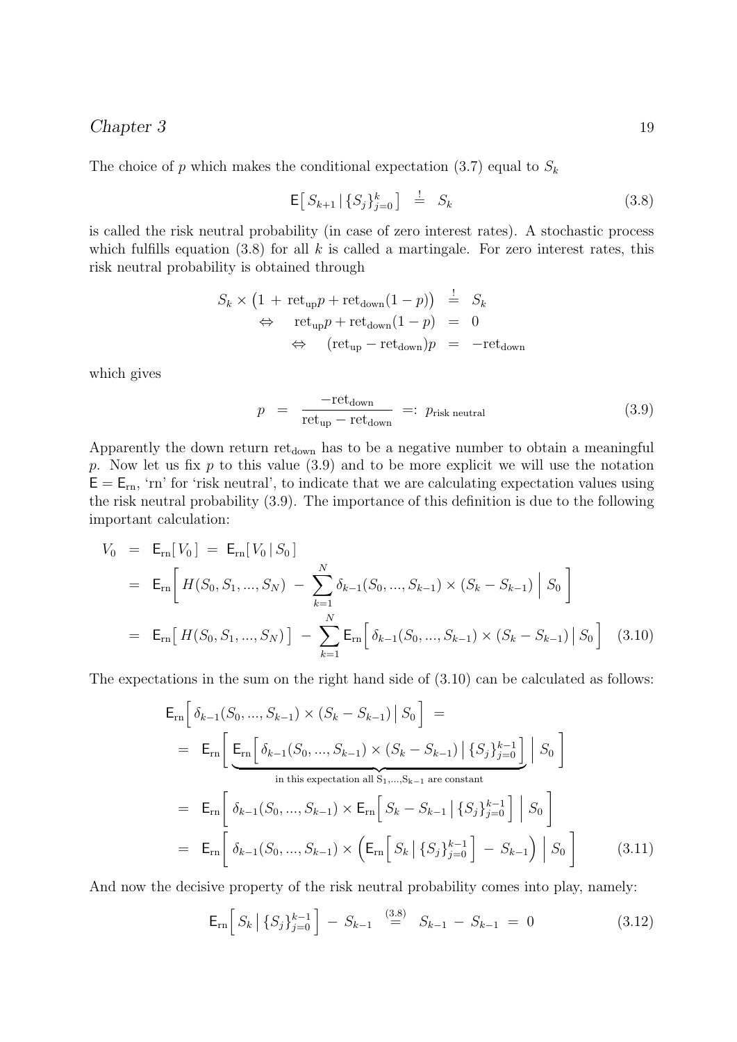The choice of $p$ which makes the conditional expectation (3.7) equal to $S_k$

$$\mathsf{E}\big[\, S_{k+1} \,|\, \{S_j\}_{j=0}^{k} \,\big] \;\stackrel{!}{=}\; S_k \tag{3.8}$$

is called the risk neutral probability (in case of zero interest rates). A stochastic process which fulfills equation (3.8) for all $k$ is called a martingale. For zero interest rates, this risk neutral probability is obtained through

$$\begin{aligned}
S_k \times \big(1 \,+\, \mathrm{ret}_{\mathrm{up}} p + \mathrm{ret}_{\mathrm{down}}(1-p)\big) \;&\stackrel{!}{=}\; S_k \\
\Leftrightarrow \quad \mathrm{ret}_{\mathrm{up}} p + \mathrm{ret}_{\mathrm{down}}(1-p) \;&=\; 0 \\
\Leftrightarrow \quad (\mathrm{ret}_{\mathrm{up}} - \mathrm{ret}_{\mathrm{down}}) p \;&=\; -\mathrm{ret}_{\mathrm{down}}
\end{aligned}$$

which gives

$$p \;=\; \frac{-\mathrm{ret}_{\mathrm{down}}}{\mathrm{ret}_{\mathrm{up}} - \mathrm{ret}_{\mathrm{down}}} \;=:\; p_{\text{risk neutral}} \tag{3.9}$$

Apparently the down return $\mathrm{ret}_{\mathrm{down}}$ has to be a negative number to obtain a meaningful $p$. Now let us fix $p$ to this value (3.9) and to be more explicit we will use the notation $\mathsf{E} = \mathsf{E}_{\mathrm{rn}}$, 'rn' for 'risk neutral', to indicate that we are calculating expectation values using the risk neutral probability (3.9). The importance of this definition is due to the following important calculation:

$$\begin{aligned}
V_0 \;&=\; \mathsf{E}_{\mathrm{rn}}[\, V_0 \,] \;=\; \mathsf{E}_{\mathrm{rn}}[\, V_0 \,|\, S_0 \,] \\
&=\; \mathsf{E}_{\mathrm{rn}}\bigg[\, H(S_0, S_1, ..., S_N) \;-\; \sum_{k=1}^{N} \delta_{k-1}(S_0, ..., S_{k-1}) \times (S_k - S_{k-1}) \,\Big|\, S_0 \,\bigg] \\
&=\; \mathsf{E}_{\mathrm{rn}}\big[\, H(S_0, S_1, ..., S_N) \,\big] \;-\; \sum_{k=1}^{N} \mathsf{E}_{\mathrm{rn}}\Big[\, \delta_{k-1}(S_0, ..., S_{k-1}) \times (S_k - S_{k-1}) \,\big|\, S_0 \,\Big]
\end{aligned} \tag{3.10}$$

The expectations in the sum on the right hand side of (3.10) can be calculated as follows:

$$\begin{aligned}
&\mathsf{E}_{\mathrm{rn}}\Big[\, \delta_{k-1}(S_0, ..., S_{k-1}) \times (S_k - S_{k-1}) \,\big|\, S_0 \,\Big] \;= \\
&=\; \mathsf{E}_{\mathrm{rn}}\bigg[\, \underbrace{\mathsf{E}_{\mathrm{rn}}\Big[\, \delta_{k-1}(S_0, ..., S_{k-1}) \times (S_k - S_{k-1}) \,\big|\, \{S_j\}_{j=0}^{k-1} \,\Big]}_{\text{in this expectation all } S_1,...,S_{k-1} \text{ are constant}} \,\Big|\, S_0 \,\bigg] \\
&=\; \mathsf{E}_{\mathrm{rn}}\bigg[\, \delta_{k-1}(S_0, ..., S_{k-1}) \times \mathsf{E}_{\mathrm{rn}}\Big[\, S_k - S_{k-1} \,\big|\, \{S_j\}_{j=0}^{k-1} \,\Big] \,\Big|\, S_0 \,\bigg] \\
&=\; \mathsf{E}_{\mathrm{rn}}\bigg[\, \delta_{k-1}(S_0, ..., S_{k-1}) \times \Big( \mathsf{E}_{\mathrm{rn}}\Big[\, S_k \,\big|\, \{S_j\}_{j=0}^{k-1} \,\Big] \;-\; S_{k-1} \Big) \,\Big|\, S_0 \,\bigg]
\end{aligned} \tag{3.11}$$

And now the decisive property of the risk neutral probability comes into play, namely:

$$\mathsf{E}_{\mathrm{rn}}\Big[\, S_k \,\big|\, \{S_j\}_{j=0}^{k-1} \,\Big] \;-\; S_{k-1} \;\stackrel{(3.8)}{=}\; S_{k-1} \;-\; S_{k-1} \;=\; 0 \tag{3.12}$$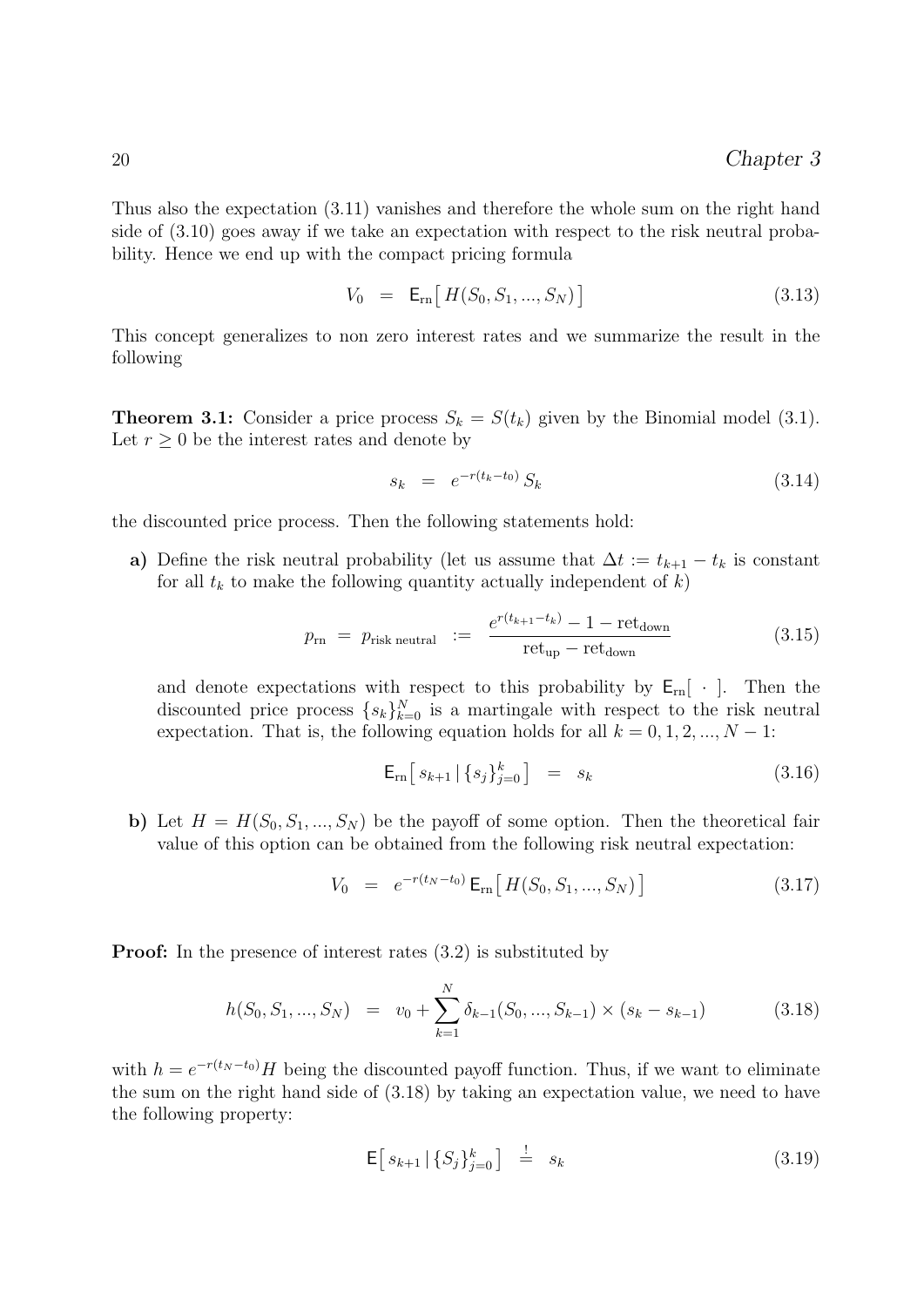Thus also the expectation (3.11) vanishes and therefore the whole sum on the right hand side of (3.10) goes away if we take an expectation with respect to the risk neutral probability. Hence we end up with the compact pricing formula

$$V_0 \;=\; \mathsf{E}_{\rm rn}\big[\, H(S_0, S_1, ..., S_N)\,\big] \tag{3.13}$$

This concept generalizes to non zero interest rates and we summarize the result in the following

**Theorem 3.1:** Consider a price process $S_k = S(t_k)$ given by the Binomial model (3.1). Let $r \geq 0$ be the interest rates and denote by

$$s_k \;=\; e^{-r(t_k - t_0)}\, S_k \tag{3.14}$$

the discounted price process. Then the following statements hold:

**a)** Define the risk neutral probability (let us assume that $\Delta t := t_{k+1} - t_k$ is constant for all $t_k$ to make the following quantity actually independent of $k$)

$$p_{\rm rn} \;=\; p_{\text{risk neutral}} \;:=\; \frac{e^{r(t_{k+1}-t_k)} - 1 - \text{ret}_{\text{down}}}{\text{ret}_{\text{up}} - \text{ret}_{\text{down}}} \tag{3.15}$$

and denote expectations with respect to this probability by $\mathsf{E}_{\rm rn}[\;\cdot\;]$. Then the discounted price process $\{s_k\}_{k=0}^N$ is a martingale with respect to the risk neutral expectation. That is, the following equation holds for all $k = 0, 1, 2, ..., N-1$:

$$\mathsf{E}_{\rm rn}\big[\, s_{k+1} \,|\, \{s_j\}_{j=0}^k \,\big] \;=\; s_k \tag{3.16}$$

**b)** Let $H = H(S_0, S_1, ..., S_N)$ be the payoff of some option. Then the theoretical fair value of this option can be obtained from the following risk neutral expectation:

$$V_0 \;=\; e^{-r(t_N - t_0)}\, \mathsf{E}_{\rm rn}\big[\, H(S_0, S_1, ..., S_N)\,\big] \tag{3.17}$$

**Proof:** In the presence of interest rates (3.2) is substituted by

$$h(S_0, S_1, ..., S_N) \;=\; v_0 + \sum_{k=1}^{N} \delta_{k-1}(S_0, ..., S_{k-1}) \times (s_k - s_{k-1}) \tag{3.18}$$

with $h = e^{-r(t_N - t_0)} H$ being the discounted payoff function. Thus, if we want to eliminate the sum on the right hand side of (3.18) by taking an expectation value, we need to have the following property:

$$\mathsf{E}\big[\, s_{k+1} \,|\, \{S_j\}_{j=0}^k \,\big] \;\stackrel{!}{=}\; s_k \tag{3.19}$$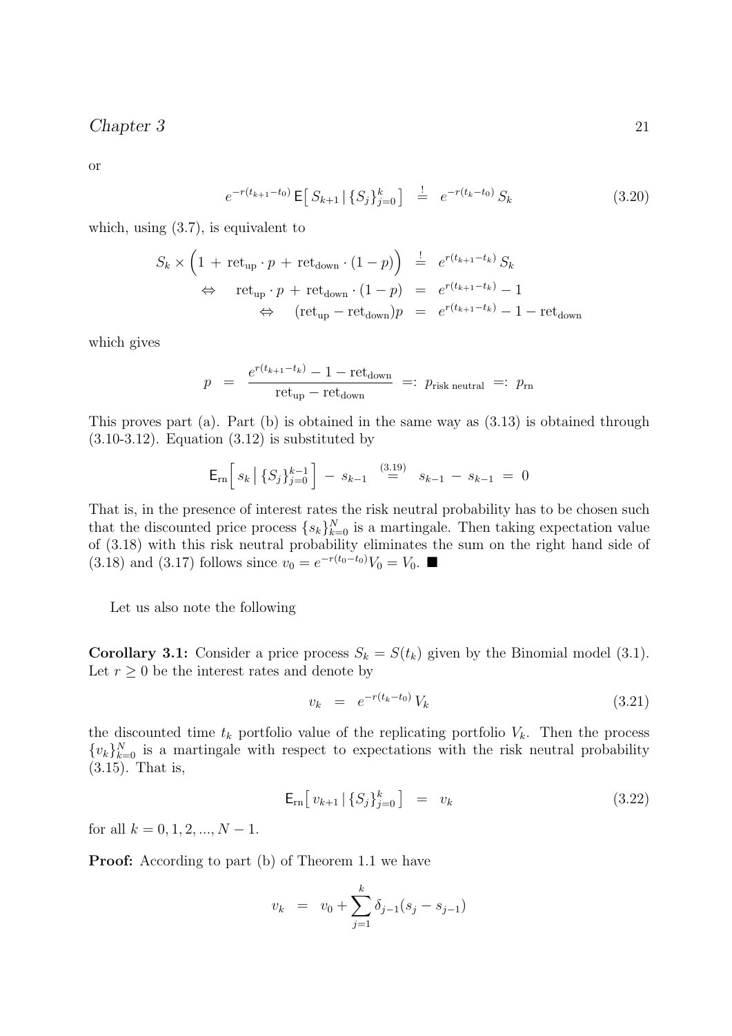or

$$e^{-r(t_{k+1}-t_0)}\,\mathsf{E}\big[\,S_{k+1}\,|\,\{S_j\}_{j=0}^k\big] \;\stackrel{!}{=}\; e^{-r(t_k-t_0)}\,S_k \tag{3.20}$$

which, using (3.7), is equivalent to

$$\begin{aligned}
S_k \times \Big(1 \,+\, \mathrm{ret}_{\mathrm{up}}\cdot p \,+\, \mathrm{ret}_{\mathrm{down}}\cdot(1-p)\Big) \;&\stackrel{!}{=}\; e^{r(t_{k+1}-t_k)}\,S_k \\
\Leftrightarrow \quad \mathrm{ret}_{\mathrm{up}}\cdot p \,+\, \mathrm{ret}_{\mathrm{down}}\cdot(1-p) \;&=\; e^{r(t_{k+1}-t_k)} - 1 \\
\Leftrightarrow \quad (\mathrm{ret}_{\mathrm{up}} - \mathrm{ret}_{\mathrm{down}})p \;&=\; e^{r(t_{k+1}-t_k)} - 1 - \mathrm{ret}_{\mathrm{down}}
\end{aligned}$$

which gives

$$p \;=\; \frac{e^{r(t_{k+1}-t_k)} - 1 - \mathrm{ret}_{\mathrm{down}}}{\mathrm{ret}_{\mathrm{up}} - \mathrm{ret}_{\mathrm{down}}} \;=:\; p_{\text{risk neutral}} \;=:\; p_{\mathrm{rn}}$$

This proves part (a). Part (b) is obtained in the same way as (3.13) is obtained through (3.10-3.12). Equation (3.12) is substituted by

$$\mathsf{E}_{\mathrm{rn}}\Big[\,s_k\,\Big|\,\{S_j\}_{j=0}^{k-1}\Big] \,-\, s_{k-1} \;\stackrel{(3.19)}{=}\; s_{k-1} \,-\, s_{k-1} \;=\; 0$$

That is, in the presence of interest rates the risk neutral probability has to be chosen such that the discounted price process $\{s_k\}_{k=0}^N$ is a martingale. Then taking expectation value of (3.18) with this risk neutral probability eliminates the sum on the right hand side of (3.18) and (3.17) follows since $v_0 = e^{-r(t_0-t_0)}V_0 = V_0$. ■

Let us also note the following

**Corollary 3.1:** Consider a price process $S_k = S(t_k)$ given by the Binomial model (3.1). Let $r \geq 0$ be the interest rates and denote by

$$v_k \;=\; e^{-r(t_k-t_0)}\,V_k \tag{3.21}$$

the discounted time $t_k$ portfolio value of the replicating portfolio $V_k$. Then the process $\{v_k\}_{k=0}^N$ is a martingale with respect to expectations with the risk neutral probability (3.15). That is,

$$\mathsf{E}_{\mathrm{rn}}\big[\,v_{k+1}\,|\,\{S_j\}_{j=0}^k\big] \;=\; v_k \tag{3.22}$$

for all $k = 0, 1, 2, ..., N-1$.

**Proof:** According to part (b) of Theorem 1.1 we have

$$v_k \;=\; v_0 + \sum_{j=1}^{k} \delta_{j-1}(s_j - s_{j-1})$$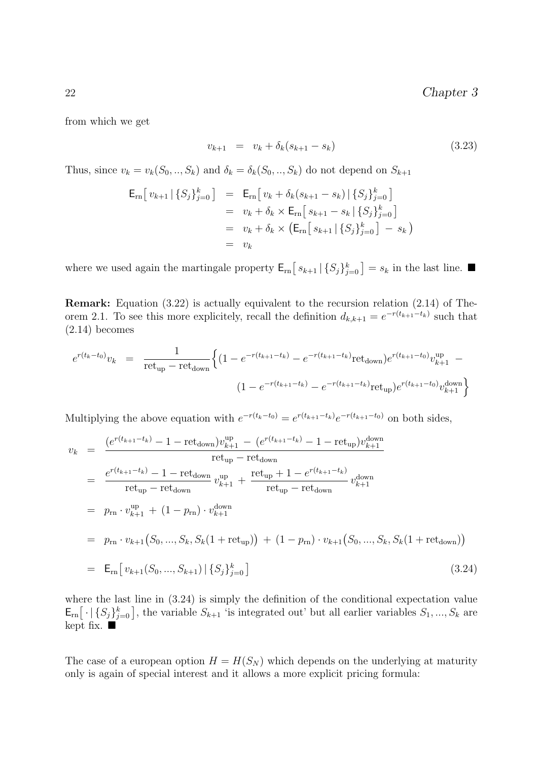from which we get

$$v_{k+1} \;=\; v_k + \delta_k(s_{k+1} - s_k) \tag{3.23}$$

Thus, since $v_k = v_k(S_0, .., S_k)$ and $\delta_k = \delta_k(S_0, .., S_k)$ do not depend on $S_{k+1}$

$$\begin{aligned}
\mathsf{E}_{\rm rn}\big[\, v_{k+1} \,|\, \{S_j\}_{j=0}^k \,\big] &= \mathsf{E}_{\rm rn}\big[\, v_k + \delta_k(s_{k+1} - s_k) \,|\, \{S_j\}_{j=0}^k \,\big] \\
&= v_k + \delta_k \times \mathsf{E}_{\rm rn}\big[\, s_{k+1} - s_k \,|\, \{S_j\}_{j=0}^k \,\big] \\
&= v_k + \delta_k \times \big( \mathsf{E}_{\rm rn}\big[\, s_{k+1} \,|\, \{S_j\}_{j=0}^k \,\big] \;-\; s_k \big) \\
&= v_k
\end{aligned}$$

where we used again the martingale property $\mathsf{E}_{\rm rn}\big[\, s_{k+1} \,|\, \{S_j\}_{j=0}^k \,\big] = s_k$ in the last line. ■

**Remark:** Equation (3.22) is actually equivalent to the recursion relation (2.14) of Theorem 2.1. To see this more explicitely, recall the definition $d_{k,k+1} = e^{-r(t_{k+1}-t_k)}$ such that (2.14) becomes

$$\begin{aligned}
e^{r(t_k - t_0)} v_k \;=\; \frac{1}{\mathrm{ret_{up}} - \mathrm{ret_{down}}} \Big\{ &(1 - e^{-r(t_{k+1}-t_k)} - e^{-r(t_{k+1}-t_k)} \mathrm{ret_{down}}) e^{r(t_{k+1}-t_0)} v_{k+1}^{\rm up} \;- \\
&(1 - e^{-r(t_{k+1}-t_k)} - e^{-r(t_{k+1}-t_k)} \mathrm{ret_{up}}) e^{r(t_{k+1}-t_0)} v_{k+1}^{\rm down} \Big\}
\end{aligned}$$

Multiplying the above equation with $e^{-r(t_k - t_0)} = e^{r(t_{k+1}-t_k)} e^{-r(t_{k+1}-t_0)}$ on both sides,

$$\begin{aligned}
v_k \;&=\; \frac{(e^{r(t_{k+1}-t_k)} - 1 - \mathrm{ret_{down}}) v_{k+1}^{\rm up} \;-\; (e^{r(t_{k+1}-t_k)} - 1 - \mathrm{ret_{up}}) v_{k+1}^{\rm down}}{\mathrm{ret_{up}} - \mathrm{ret_{down}}} \\
&=\; \frac{e^{r(t_{k+1}-t_k)} - 1 - \mathrm{ret_{down}}}{\mathrm{ret_{up}} - \mathrm{ret_{down}}} \, v_{k+1}^{\rm up} \;+\; \frac{\mathrm{ret_{up}} + 1 - e^{r(t_{k+1}-t_k)}}{\mathrm{ret_{up}} - \mathrm{ret_{down}}} \, v_{k+1}^{\rm down} \\
&=\; p_{\rm rn} \cdot v_{k+1}^{\rm up} \;+\; (1 - p_{\rm rn}) \cdot v_{k+1}^{\rm down} \\
&=\; p_{\rm rn} \cdot v_{k+1}\big(S_0, ..., S_k, S_k(1 + \mathrm{ret_{up}})\big) \;+\; (1 - p_{\rm rn}) \cdot v_{k+1}\big(S_0, ..., S_k, S_k(1 + \mathrm{ret_{down}})\big) \\
&=\; \mathsf{E}_{\rm rn}\big[\, v_{k+1}(S_0, ..., S_{k+1}) \,|\, \{S_j\}_{j=0}^k \,\big]
\end{aligned} \tag{3.24}$$

where the last line in (3.24) is simply the definition of the conditional expectation value $\mathsf{E}_{\rm rn}\big[\, \cdot \,|\, \{S_j\}_{j=0}^k \,\big]$, the variable $S_{k+1}$ 'is integrated out' but all earlier variables $S_1, ..., S_k$ are kept fix. ■

The case of a european option $H = H(S_N)$ which depends on the underlying at maturity only is again of special interest and it allows a more explicit pricing formula: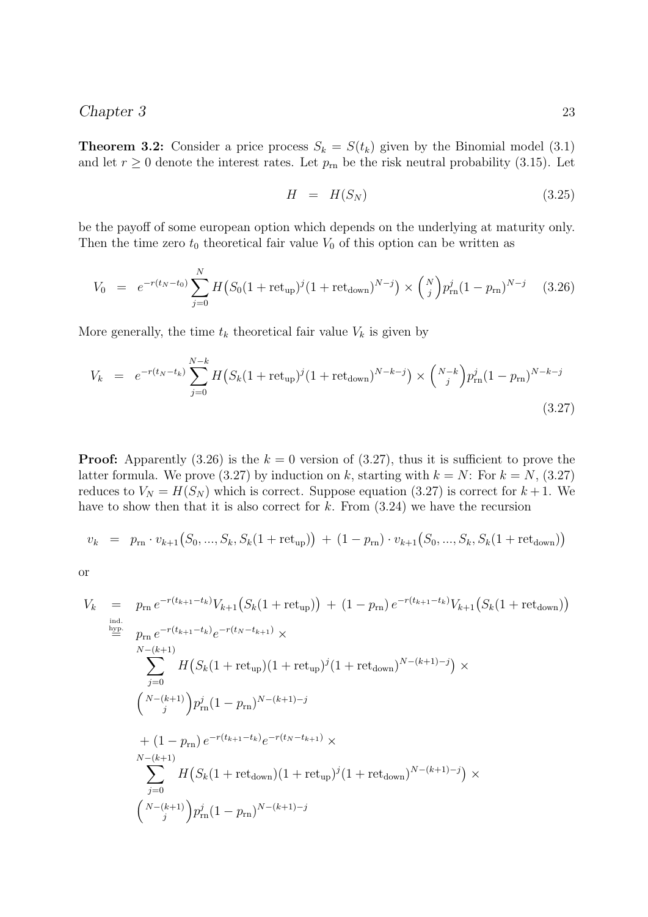**Theorem 3.2:** Consider a price process $S_k = S(t_k)$ given by the Binomial model (3.1) and let $r \geq 0$ denote the interest rates. Let $p_{\mathrm{rn}}$ be the risk neutral probability (3.15). Let

$$H \;\; = \;\; H(S_N) \tag{3.25}$$

be the payoff of some european option which depends on the underlying at maturity only. Then the time zero $t_0$ theoretical fair value $V_0$ of this option can be written as

$$V_0 \;\; = \;\; e^{-r(t_N - t_0)} \sum_{j=0}^{N} H\big(S_0 (1+\mathrm{ret_{up}})^j (1+\mathrm{ret_{down}})^{N-j}\big) \times \binom{N}{j} p_{\mathrm{rn}}^j (1-p_{\mathrm{rn}})^{N-j} \tag{3.26}$$

More generally, the time $t_k$ theoretical fair value $V_k$ is given by

$$V_k \;\; = \;\; e^{-r(t_N - t_k)} \sum_{j=0}^{N-k} H\big(S_k (1+\mathrm{ret_{up}})^j (1+\mathrm{ret_{down}})^{N-k-j}\big) \times \binom{N-k}{j} p_{\mathrm{rn}}^j (1-p_{\mathrm{rn}})^{N-k-j} \tag{3.27}$$

**Proof:** Apparently (3.26) is the $k = 0$ version of (3.27), thus it is sufficient to prove the latter formula. We prove (3.27) by induction on $k$, starting with $k = N$: For $k = N$, (3.27) reduces to $V_N = H(S_N)$ which is correct. Suppose equation (3.27) is correct for $k+1$. We have to show then that it is also correct for $k$. From (3.24) we have the recursion

$$v_k \;\; = \;\; p_{\mathrm{rn}} \cdot v_{k+1}\big(S_0, ..., S_k, S_k(1+\mathrm{ret_{up}})\big) \; + \; (1-p_{\mathrm{rn}}) \cdot v_{k+1}\big(S_0, ..., S_k, S_k(1+\mathrm{ret_{down}})\big)$$

or

$$\begin{aligned}
V_k \;\; &= \;\; p_{\mathrm{rn}}\, e^{-r(t_{k+1}-t_k)} V_{k+1}\big(S_k(1+\mathrm{ret_{up}})\big) \; + \; (1-p_{\mathrm{rn}})\, e^{-r(t_{k+1}-t_k)} V_{k+1}\big(S_k(1+\mathrm{ret_{down}})\big) \\
&\overset{\text{ind. hyp.}}{=} \;\; p_{\mathrm{rn}}\, e^{-r(t_{k+1}-t_k)} e^{-r(t_N - t_{k+1})} \times \\
&\qquad \sum_{j=0}^{N-(k+1)} H\big(S_k(1+\mathrm{ret_{up}})(1+\mathrm{ret_{up}})^j (1+\mathrm{ret_{down}})^{N-(k+1)-j}\big) \times \\
&\qquad \binom{N-(k+1)}{j} p_{\mathrm{rn}}^j (1-p_{\mathrm{rn}})^{N-(k+1)-j} \\
&\qquad + (1-p_{\mathrm{rn}})\, e^{-r(t_{k+1}-t_k)} e^{-r(t_N - t_{k+1})} \times \\
&\qquad \sum_{j=0}^{N-(k+1)} H\big(S_k(1+\mathrm{ret_{down}})(1+\mathrm{ret_{up}})^j (1+\mathrm{ret_{down}})^{N-(k+1)-j}\big) \times \\
&\qquad \binom{N-(k+1)}{j} p_{\mathrm{rn}}^j (1-p_{\mathrm{rn}})^{N-(k+1)-j}
\end{aligned}$$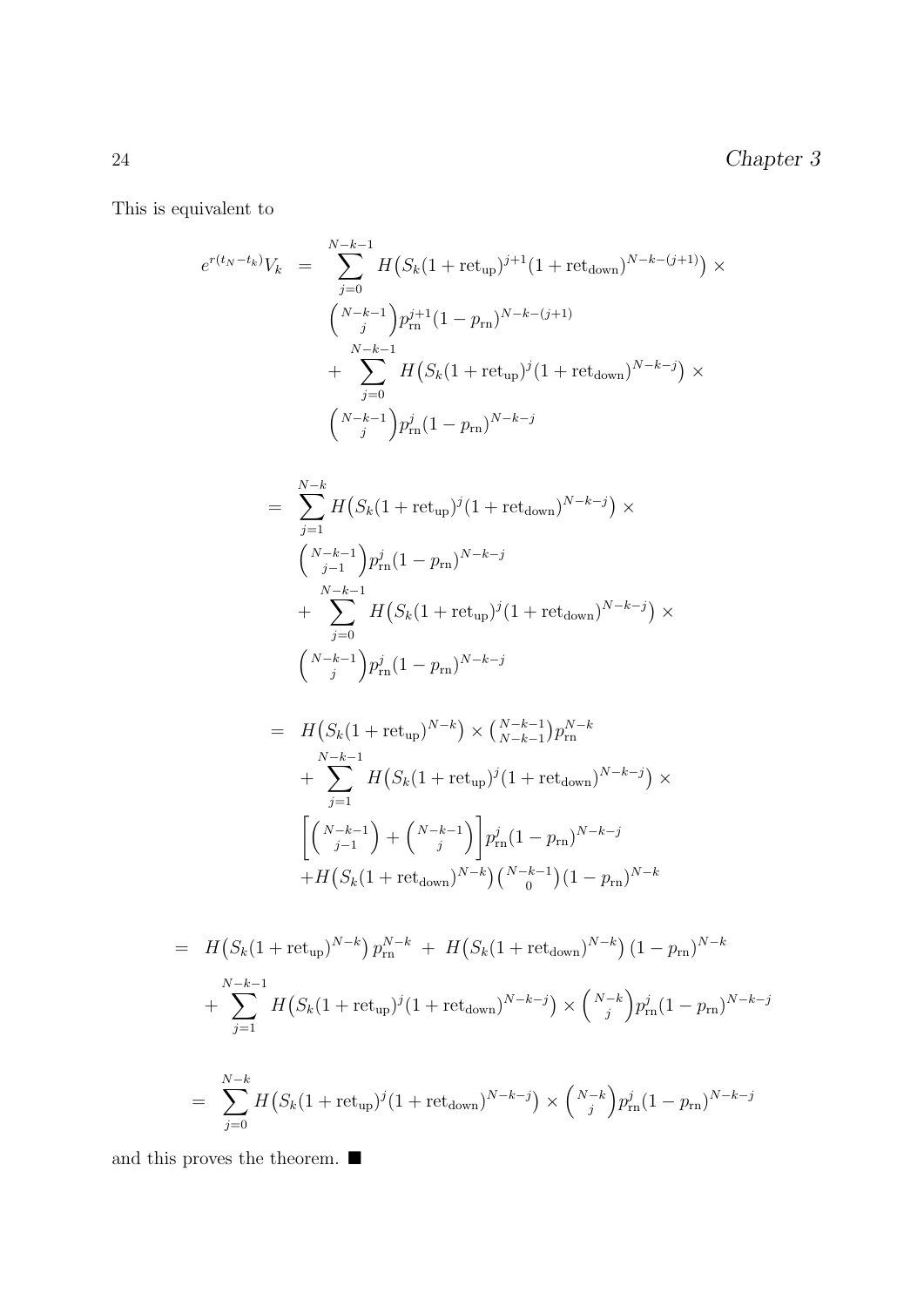This is equivalent to

$$
\begin{aligned}
e^{r(t_N - t_k)} V_k \;=\;& \sum_{j=0}^{N-k-1} H\big(S_k(1+\mathrm{ret}_{\mathrm{up}})^{j+1}(1+\mathrm{ret}_{\mathrm{down}})^{N-k-(j+1)}\big) \times \\
& \tbinom{N-k-1}{j} p_{\mathrm{rn}}^{j+1}(1-p_{\mathrm{rn}})^{N-k-(j+1)} \\
& + \sum_{j=0}^{N-k-1} H\big(S_k(1+\mathrm{ret}_{\mathrm{up}})^{j}(1+\mathrm{ret}_{\mathrm{down}})^{N-k-j}\big) \times \\
& \tbinom{N-k-1}{j} p_{\mathrm{rn}}^{j}(1-p_{\mathrm{rn}})^{N-k-j}
\end{aligned}
$$

$$
\begin{aligned}
=\;& \sum_{j=1}^{N-k} H\big(S_k(1+\mathrm{ret}_{\mathrm{up}})^{j}(1+\mathrm{ret}_{\mathrm{down}})^{N-k-j}\big) \times \\
& \tbinom{N-k-1}{j-1} p_{\mathrm{rn}}^{j}(1-p_{\mathrm{rn}})^{N-k-j} \\
& + \sum_{j=0}^{N-k-1} H\big(S_k(1+\mathrm{ret}_{\mathrm{up}})^{j}(1+\mathrm{ret}_{\mathrm{down}})^{N-k-j}\big) \times \\
& \tbinom{N-k-1}{j} p_{\mathrm{rn}}^{j}(1-p_{\mathrm{rn}})^{N-k-j}
\end{aligned}
$$

$$
\begin{aligned}
=\;& H\big(S_k(1+\mathrm{ret}_{\mathrm{up}})^{N-k}\big) \times \tbinom{N-k-1}{N-k-1} p_{\mathrm{rn}}^{N-k} \\
& + \sum_{j=1}^{N-k-1} H\big(S_k(1+\mathrm{ret}_{\mathrm{up}})^{j}(1+\mathrm{ret}_{\mathrm{down}})^{N-k-j}\big) \times \\
& \left[\tbinom{N-k-1}{j-1} + \tbinom{N-k-1}{j}\right] p_{\mathrm{rn}}^{j}(1-p_{\mathrm{rn}})^{N-k-j} \\
& + H\big(S_k(1+\mathrm{ret}_{\mathrm{down}})^{N-k}\big) \tbinom{N-k-1}{0} (1-p_{\mathrm{rn}})^{N-k}
\end{aligned}
$$

$$
\begin{aligned}
=\;& H\big(S_k(1+\mathrm{ret}_{\mathrm{up}})^{N-k}\big)\, p_{\mathrm{rn}}^{N-k} \;+\; H\big(S_k(1+\mathrm{ret}_{\mathrm{down}})^{N-k}\big)\,(1-p_{\mathrm{rn}})^{N-k} \\
& + \sum_{j=1}^{N-k-1} H\big(S_k(1+\mathrm{ret}_{\mathrm{up}})^{j}(1+\mathrm{ret}_{\mathrm{down}})^{N-k-j}\big) \times \tbinom{N-k}{j} p_{\mathrm{rn}}^{j}(1-p_{\mathrm{rn}})^{N-k-j}
\end{aligned}
$$

$$
= \sum_{j=0}^{N-k} H\big(S_k(1+\mathrm{ret}_{\mathrm{up}})^{j}(1+\mathrm{ret}_{\mathrm{down}})^{N-k-j}\big) \times \tbinom{N-k}{j} p_{\mathrm{rn}}^{j}(1-p_{\mathrm{rn}})^{N-k-j}
$$

and this proves the theorem. ■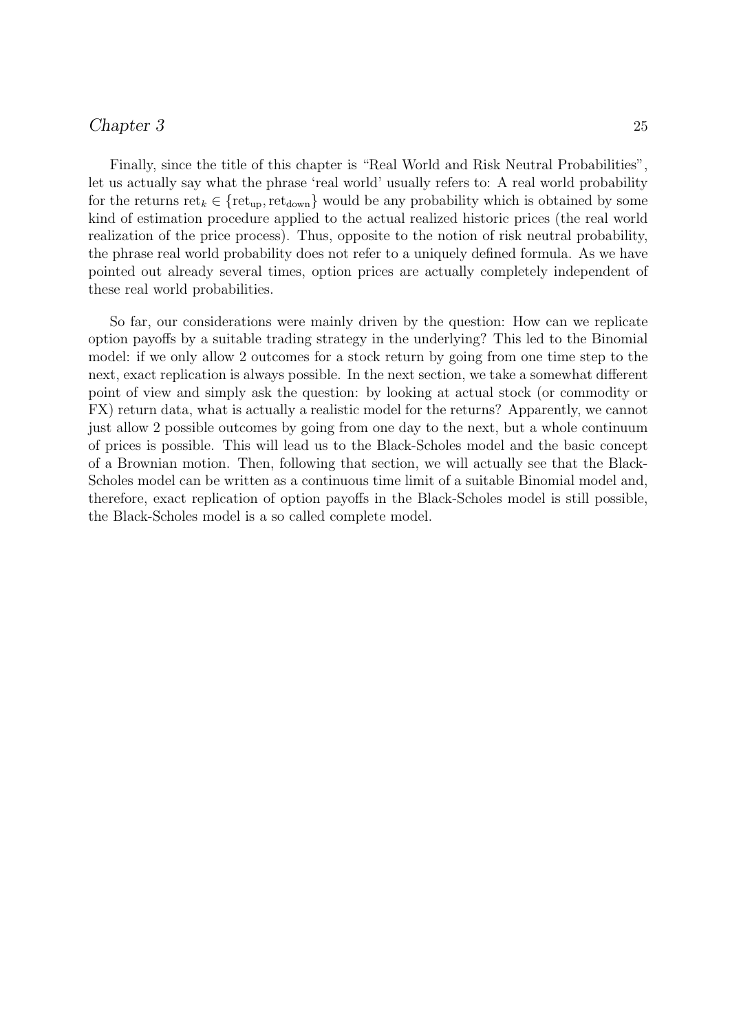Finally, since the title of this chapter is "Real World and Risk Neutral Probabilities", let us actually say what the phrase 'real world' usually refers to: A real world probability for the returns $\mathrm{ret}_k \in \{\mathrm{ret}_{\mathrm{up}}, \mathrm{ret}_{\mathrm{down}}\}$ would be any probability which is obtained by some kind of estimation procedure applied to the actual realized historic prices (the real world realization of the price process). Thus, opposite to the notion of risk neutral probability, the phrase real world probability does not refer to a uniquely defined formula. As we have pointed out already several times, option prices are actually completely independent of these real world probabilities.

So far, our considerations were mainly driven by the question: How can we replicate option payoffs by a suitable trading strategy in the underlying? This led to the Binomial model: if we only allow 2 outcomes for a stock return by going from one time step to the next, exact replication is always possible. In the next section, we take a somewhat different point of view and simply ask the question: by looking at actual stock (or commodity or FX) return data, what is actually a realistic model for the returns? Apparently, we cannot just allow 2 possible outcomes by going from one day to the next, but a whole continuum of prices is possible. This will lead us to the Black-Scholes model and the basic concept of a Brownian motion. Then, following that section, we will actually see that the Black-Scholes model can be written as a continuous time limit of a suitable Binomial model and, therefore, exact replication of option payoffs in the Black-Scholes model is still possible, the Black-Scholes model is a so called complete model.